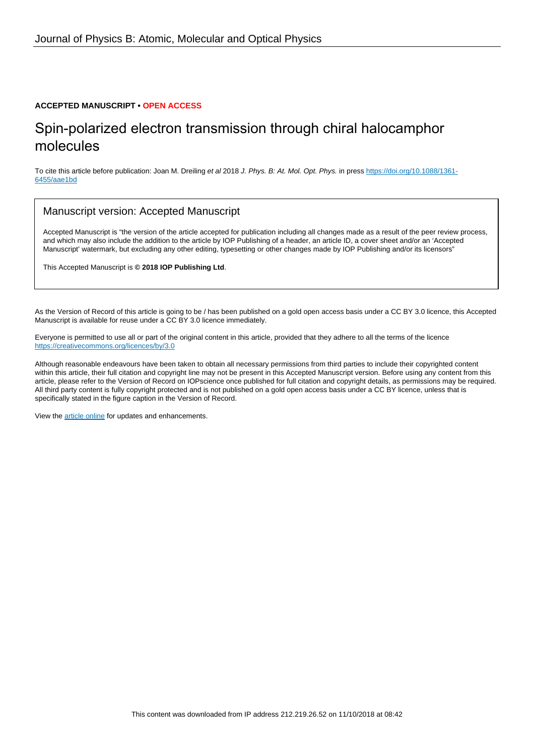Journal of Physics B: Atomic, Molecular and Optical Physics

**ACCEPTED MANUSCRIPT • OPEN ACCESS**

# Spin-polarized electron transmission through chiral halocamphor molecules

To cite this article before publication: Joan M. Dreiling *et al* 2018 *J. Phys. B: At. Mol. Opt. Phys.* in press https://doi.org/10.1088/1361-6455/aae1bd

## Manuscript version: Accepted Manuscript

Accepted Manuscript is "the version of the article accepted for publication including all changes made as a result of the peer review process, and which may also include the addition to the article by IOP Publishing of a header, an article ID, a cover sheet and/or an 'Accepted Manuscript' watermark, but excluding any other editing, typesetting or other changes made by IOP Publishing and/or its licensors"

This Accepted Manuscript is **© 2018 IOP Publishing Ltd**.

As the Version of Record of this article is going to be / has been published on a gold open access basis under a CC BY 3.0 licence, this Accepted Manuscript is available for reuse under a CC BY 3.0 licence immediately.

Everyone is permitted to use all or part of the original content in this article, provided that they adhere to all the terms of the licence https://creativecommons.org/licences/by/3.0

Although reasonable endeavours have been taken to obtain all necessary permissions from third parties to include their copyrighted content within this article, their full citation and copyright line may not be present in this Accepted Manuscript version. Before using any content from this article, please refer to the Version of Record on IOPscience once published for full citation and copyright details, as permissions may be required. All third party content is fully copyright protected and is not published on a gold open access basis under a CC BY licence, unless that is specifically stated in the figure caption in the Version of Record.

View the article online for updates and enhancements.

This content was downloaded from IP address 212.219.26.52 on 11/10/2018 at 08:42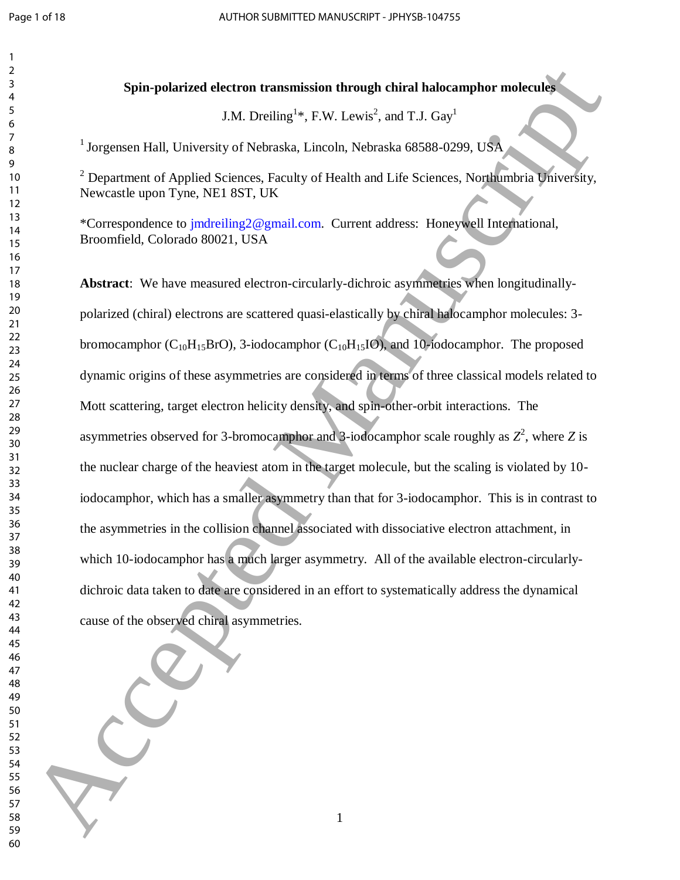# Spin-polarized electron transmission through chiral halocamphor molecules

J.M. Dreiling[1]*, F.W. Lewis[2], and T.J. Gay[1]

[1] Jorgensen Hall, University of Nebraska, Lincoln, Nebraska 68588-0299, USA

[2] Department of Applied Sciences, Faculty of Health and Life Sciences, Northumbria University, Newcastle upon Tyne, NE1 8ST, UK

*Correspondence to jmdreiling2@gmail.com. Current address: Honeywell International, Broomfield, Colorado 80021, USA

**Abstract**: We have measured electron-circularly-dichroic asymmetries when longitudinally-polarized (chiral) electrons are scattered quasi-elastically by chiral halocamphor molecules: 3-bromocamphor ($C_{10}H_{15}BrO$), 3-iodocamphor ($C_{10}H_{15}IO$), and 10-iodocamphor. The proposed dynamic origins of these asymmetries are considered in terms of three classical models related to Mott scattering, target electron helicity density, and spin-other-orbit interactions. The asymmetries observed for 3-bromocamphor and 3-iodocamphor scale roughly as $Z^2$, where $Z$ is the nuclear charge of the heaviest atom in the target molecule, but the scaling is violated by 10-iodocamphor, which has a smaller asymmetry than that for 3-iodocamphor. This is in contrast to the asymmetries in the collision channel associated with dissociative electron attachment, in which 10-iodocamphor has a much larger asymmetry. All of the available electron-circularly-dichroic data taken to date are considered in an effort to systematically address the dynamical cause of the observed chiral asymmetries.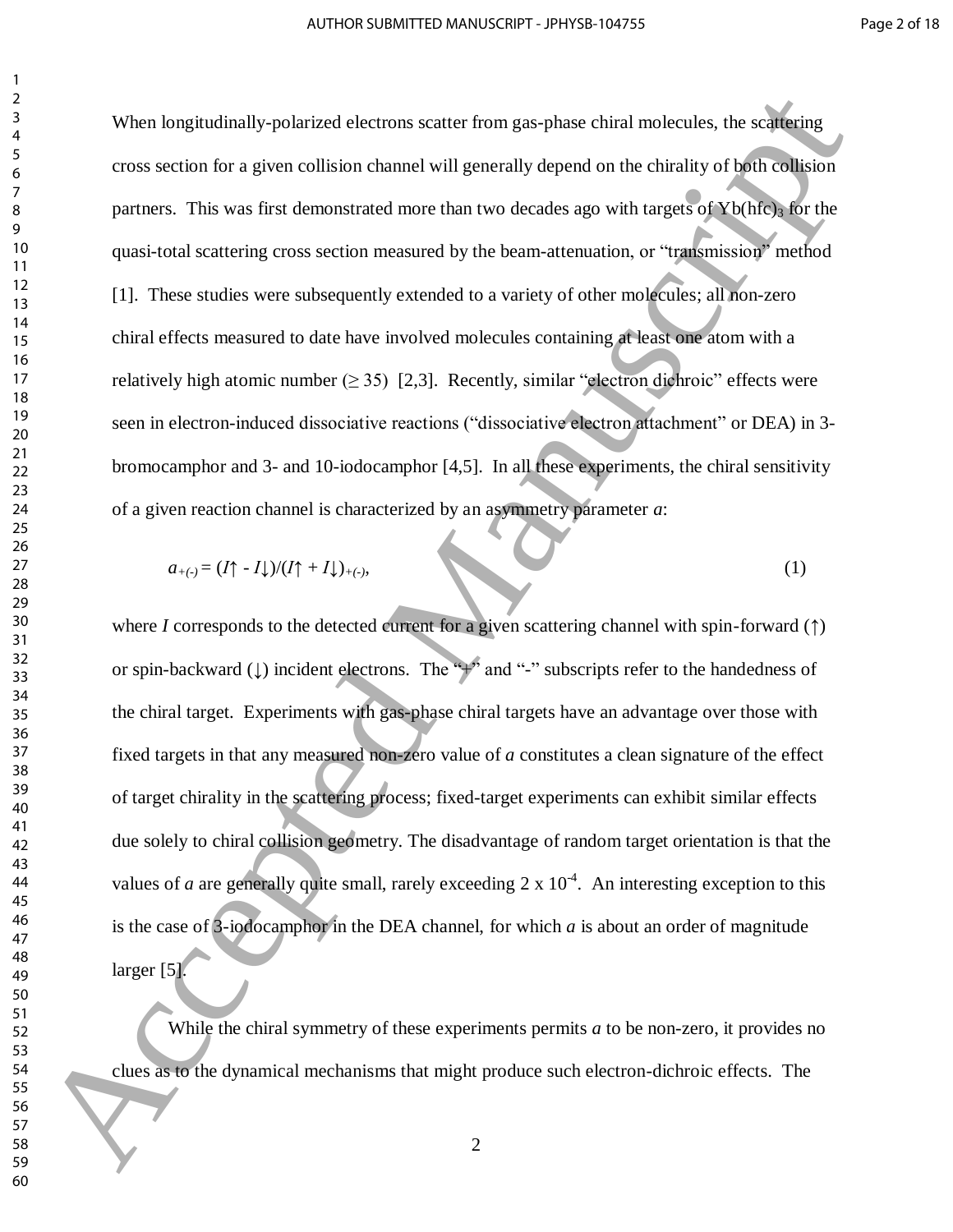When longitudinally-polarized electrons scatter from gas-phase chiral molecules, the scattering cross section for a given collision channel will generally depend on the chirality of both collision partners. This was first demonstrated more than two decades ago with targets of $Yb(hfc)_3$ for the quasi-total scattering cross section measured by the beam-attenuation, or "transmission" method [1]. These studies were subsequently extended to a variety of other molecules; all non-zero chiral effects measured to date have involved molecules containing at least one atom with a relatively high atomic number ($\geq 35$) [2,3]. Recently, similar "electron dichroic" effects were seen in electron-induced dissociative reactions ("dissociative electron attachment" or DEA) in 3-bromocamphor and 3- and 10-iodocamphor [4,5]. In all these experiments, the chiral sensitivity of a given reaction channel is characterized by an asymmetry parameter $a$:

$$a_{+(-)} = (I\uparrow - I\downarrow)/(I\uparrow + I\downarrow)_{+(-)}, \qquad (1)$$

where $I$ corresponds to the detected current for a given scattering channel with spin-forward ($\uparrow$) or spin-backward ($\downarrow$) incident electrons. The "+" and "-" subscripts refer to the handedness of the chiral target. Experiments with gas-phase chiral targets have an advantage over those with fixed targets in that any measured non-zero value of $a$ constitutes a clean signature of the effect of target chirality in the scattering process; fixed-target experiments can exhibit similar effects due solely to chiral collision geometry. The disadvantage of random target orientation is that the values of $a$ are generally quite small, rarely exceeding $2 \times 10^{-4}$. An interesting exception to this is the case of 3-iodocamphor in the DEA channel, for which $a$ is about an order of magnitude larger [5].

While the chiral symmetry of these experiments permits $a$ to be non-zero, it provides no clues as to the dynamical mechanisms that might produce such electron-dichroic effects. The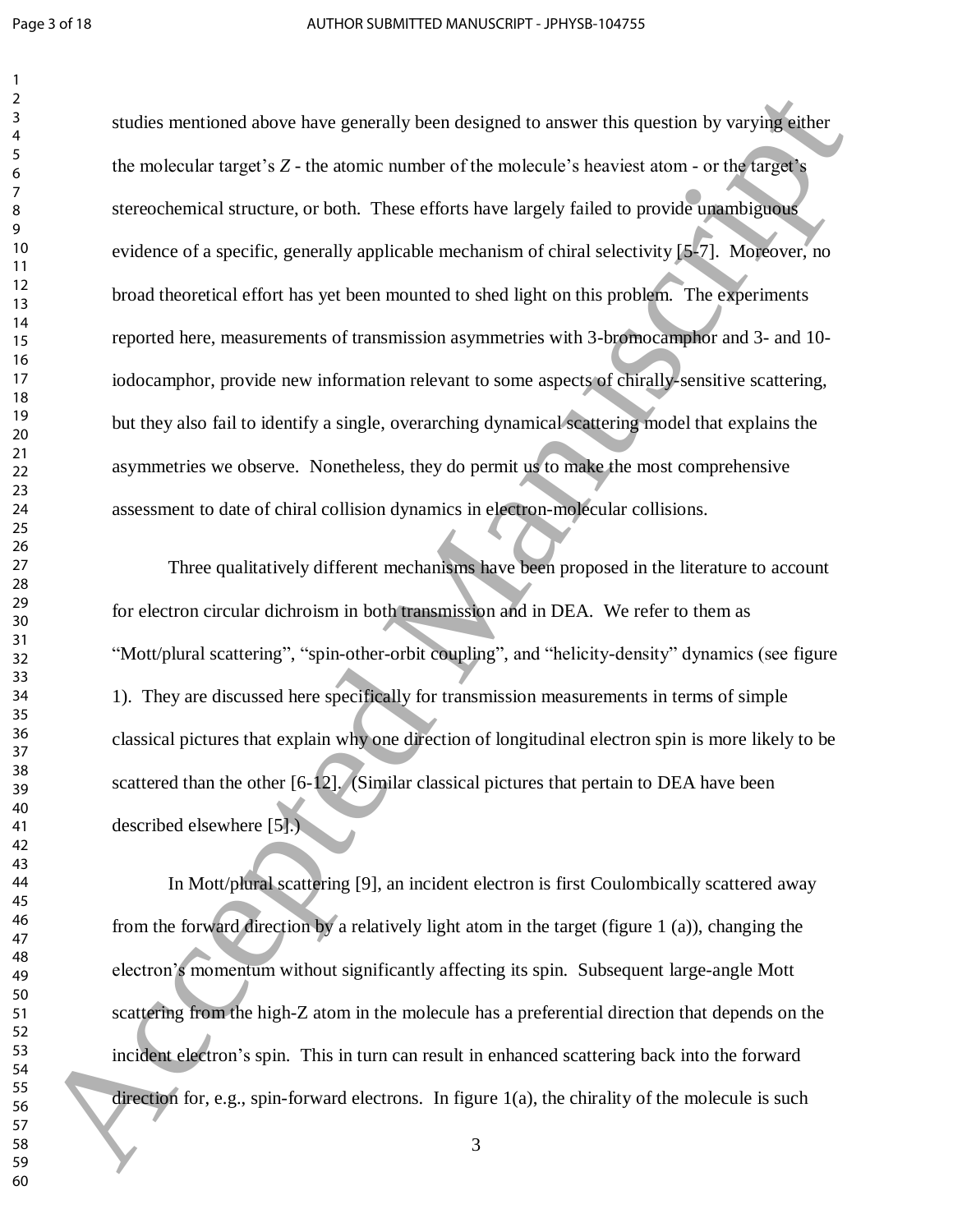studies mentioned above have generally been designed to answer this question by varying either the molecular target's $Z$ - the atomic number of the molecule's heaviest atom - or the target's stereochemical structure, or both. These efforts have largely failed to provide unambiguous evidence of a specific, generally applicable mechanism of chiral selectivity [5-7]. Moreover, no broad theoretical effort has yet been mounted to shed light on this problem. The experiments reported here, measurements of transmission asymmetries with 3-bromocamphor and 3- and 10-iodocamphor, provide new information relevant to some aspects of chirally-sensitive scattering, but they also fail to identify a single, overarching dynamical scattering model that explains the asymmetries we observe. Nonetheless, they do permit us to make the most comprehensive assessment to date of chiral collision dynamics in electron-molecular collisions.

Three qualitatively different mechanisms have been proposed in the literature to account for electron circular dichroism in both transmission and in DEA. We refer to them as "Mott/plural scattering", "spin-other-orbit coupling", and "helicity-density" dynamics (see figure 1). They are discussed here specifically for transmission measurements in terms of simple classical pictures that explain why one direction of longitudinal electron spin is more likely to be scattered than the other [6-12]. (Similar classical pictures that pertain to DEA have been described elsewhere [5].)

In Mott/plural scattering [9], an incident electron is first Coulombically scattered away from the forward direction by a relatively light atom in the target (figure 1 (a)), changing the electron's momentum without significantly affecting its spin. Subsequent large-angle Mott scattering from the high-Z atom in the molecule has a preferential direction that depends on the incident electron's spin. This in turn can result in enhanced scattering back into the forward direction for, e.g., spin-forward electrons. In figure 1(a), the chirality of the molecule is such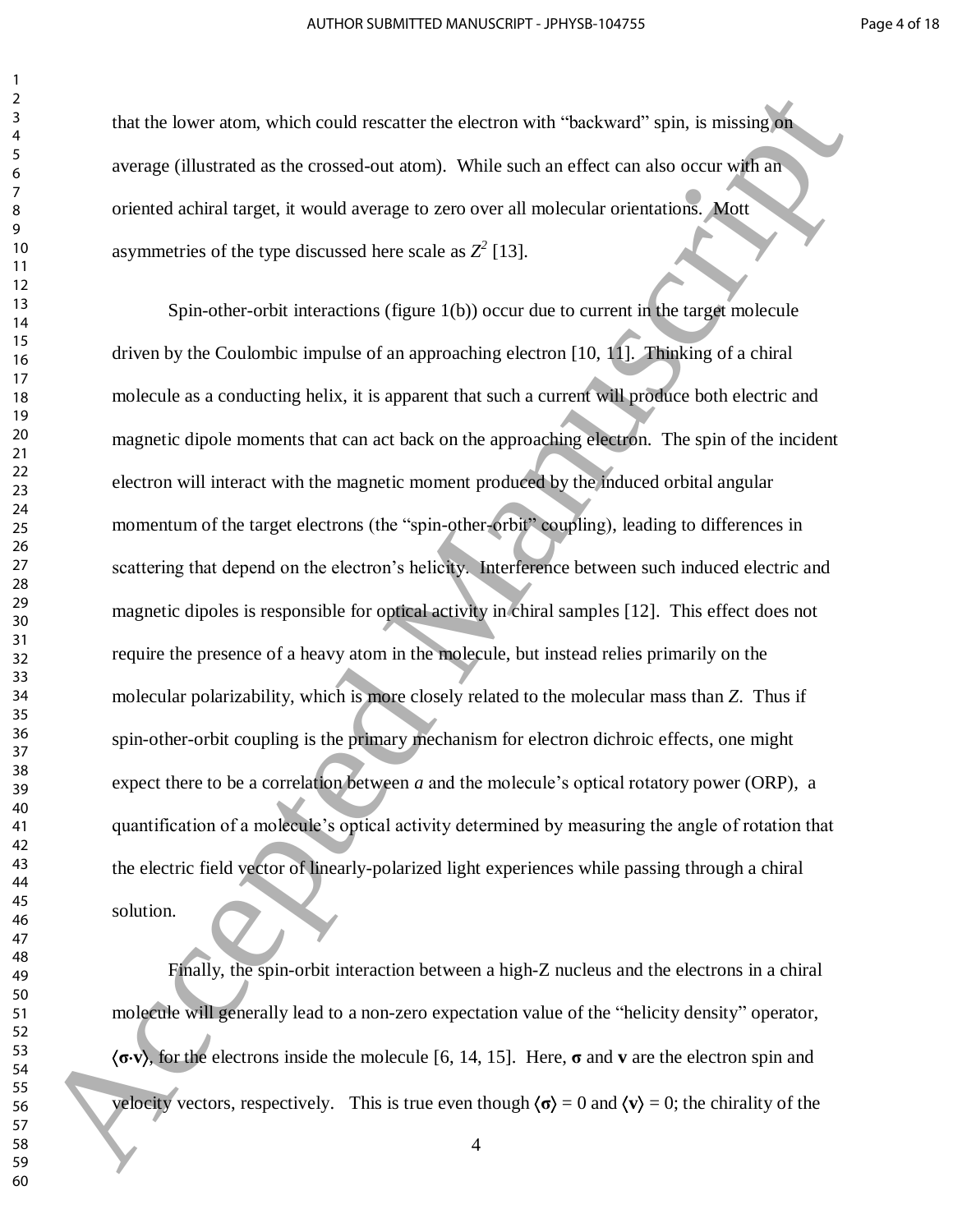that the lower atom, which could rescatter the electron with "backward" spin, is missing on average (illustrated as the crossed-out atom). While such an effect can also occur with an oriented achiral target, it would average to zero over all molecular orientations. Mott asymmetries of the type discussed here scale as $Z^2$ [13].

Spin-other-orbit interactions (figure 1(b)) occur due to current in the target molecule driven by the Coulombic impulse of an approaching electron [10, 11]. Thinking of a chiral molecule as a conducting helix, it is apparent that such a current will produce both electric and magnetic dipole moments that can act back on the approaching electron. The spin of the incident electron will interact with the magnetic moment produced by the induced orbital angular momentum of the target electrons (the "spin-other-orbit" coupling), leading to differences in scattering that depend on the electron's helicity. Interference between such induced electric and magnetic dipoles is responsible for optical activity in chiral samples [12]. This effect does not require the presence of a heavy atom in the molecule, but instead relies primarily on the molecular polarizability, which is more closely related to the molecular mass than $Z$. Thus if spin-other-orbit coupling is the primary mechanism for electron dichroic effects, one might expect there to be a correlation between $a$ and the molecule's optical rotatory power (ORP), a quantification of a molecule's optical activity determined by measuring the angle of rotation that the electric field vector of linearly-polarized light experiences while passing through a chiral solution.

Finally, the spin-orbit interaction between a high-Z nucleus and the electrons in a chiral molecule will generally lead to a non-zero expectation value of the "helicity density" operator, $\langle \boldsymbol{\sigma} \cdot \mathbf{v} \rangle$, for the electrons inside the molecule [6, 14, 15]. Here, $\boldsymbol{\sigma}$ and $\mathbf{v}$ are the electron spin and velocity vectors, respectively. This is true even though $\langle \boldsymbol{\sigma} \rangle = 0$ and $\langle \mathbf{v} \rangle = 0$; the chirality of the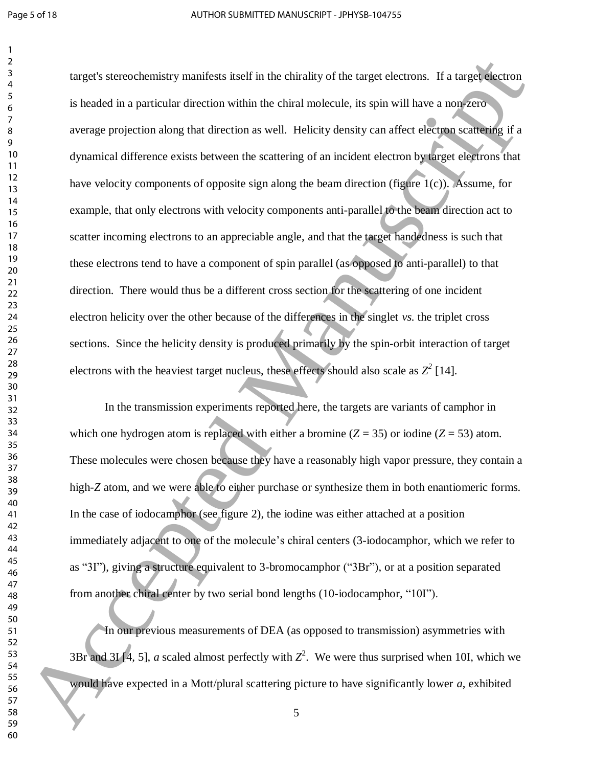target's stereochemistry manifests itself in the chirality of the target electrons. If a target electron is headed in a particular direction within the chiral molecule, its spin will have a non-zero average projection along that direction as well. Helicity density can affect electron scattering if a dynamical difference exists between the scattering of an incident electron by target electrons that have velocity components of opposite sign along the beam direction (figure 1(c)). Assume, for example, that only electrons with velocity components anti-parallel to the beam direction act to scatter incoming electrons to an appreciable angle, and that the target handedness is such that these electrons tend to have a component of spin parallel (as opposed to anti-parallel) to that direction. There would thus be a different cross section for the scattering of one incident electron helicity over the other because of the differences in the singlet *vs.* the triplet cross sections. Since the helicity density is produced primarily by the spin-orbit interaction of target electrons with the heaviest target nucleus, these effects should also scale as $Z^2$ [14].

In the transmission experiments reported here, the targets are variants of camphor in which one hydrogen atom is replaced with either a bromine ($Z = 35$) or iodine ($Z = 53$) atom. These molecules were chosen because they have a reasonably high vapor pressure, they contain a high-$Z$ atom, and we were able to either purchase or synthesize them in both enantiomeric forms. In the case of iodocamphor (see figure 2), the iodine was either attached at a position immediately adjacent to one of the molecule's chiral centers (3-iodocamphor, which we refer to as "3I"), giving a structure equivalent to 3-bromocamphor ("3Br"), or at a position separated from another chiral center by two serial bond lengths (10-iodocamphor, "10I").

In our previous measurements of DEA (as opposed to transmission) asymmetries with 3Br and 3I [4, 5], $a$ scaled almost perfectly with $Z^2$. We were thus surprised when 10I, which we would have expected in a Mott/plural scattering picture to have significantly lower $a$, exhibited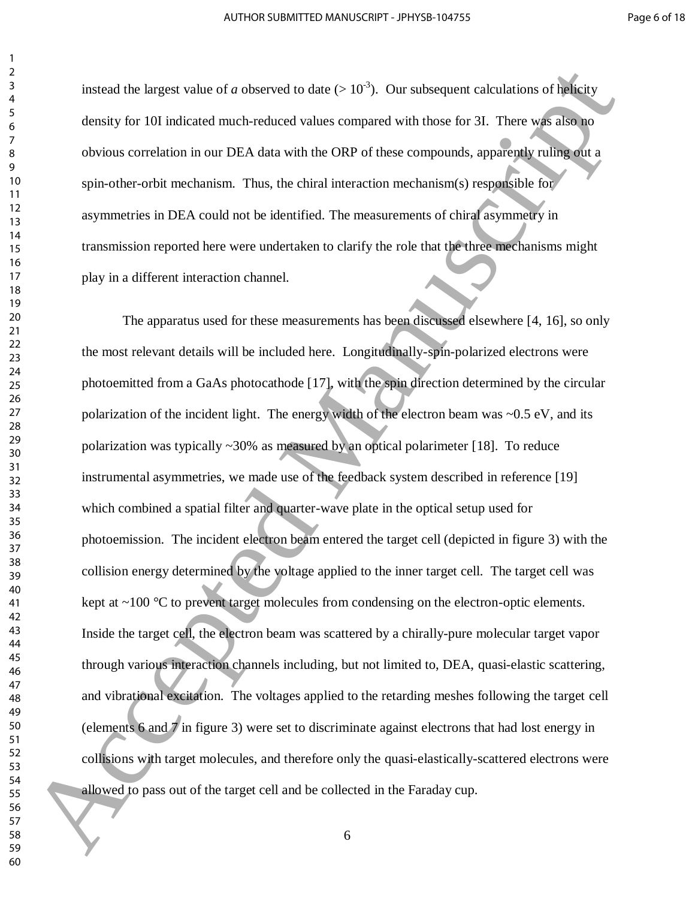instead the largest value of *a* observed to date ($> 10^{-3}$). Our subsequent calculations of helicity density for 10I indicated much-reduced values compared with those for 3I. There was also no obvious correlation in our DEA data with the ORP of these compounds, apparently ruling out a spin-other-orbit mechanism. Thus, the chiral interaction mechanism(s) responsible for asymmetries in DEA could not be identified. The measurements of chiral asymmetry in transmission reported here were undertaken to clarify the role that the three mechanisms might play in a different interaction channel.

The apparatus used for these measurements has been discussed elsewhere [4, 16], so only the most relevant details will be included here. Longitudinally-spin-polarized electrons were photoemitted from a GaAs photocathode [17], with the spin direction determined by the circular polarization of the incident light. The energy width of the electron beam was ~0.5 eV, and its polarization was typically ~30% as measured by an optical polarimeter [18]. To reduce instrumental asymmetries, we made use of the feedback system described in reference [19] which combined a spatial filter and quarter-wave plate in the optical setup used for photoemission. The incident electron beam entered the target cell (depicted in figure 3) with the collision energy determined by the voltage applied to the inner target cell. The target cell was kept at ~100 °C to prevent target molecules from condensing on the electron-optic elements. Inside the target cell, the electron beam was scattered by a chirally-pure molecular target vapor through various interaction channels including, but not limited to, DEA, quasi-elastic scattering, and vibrational excitation. The voltages applied to the retarding meshes following the target cell (elements 6 and 7 in figure 3) were set to discriminate against electrons that had lost energy in collisions with target molecules, and therefore only the quasi-elastically-scattered electrons were allowed to pass out of the target cell and be collected in the Faraday cup.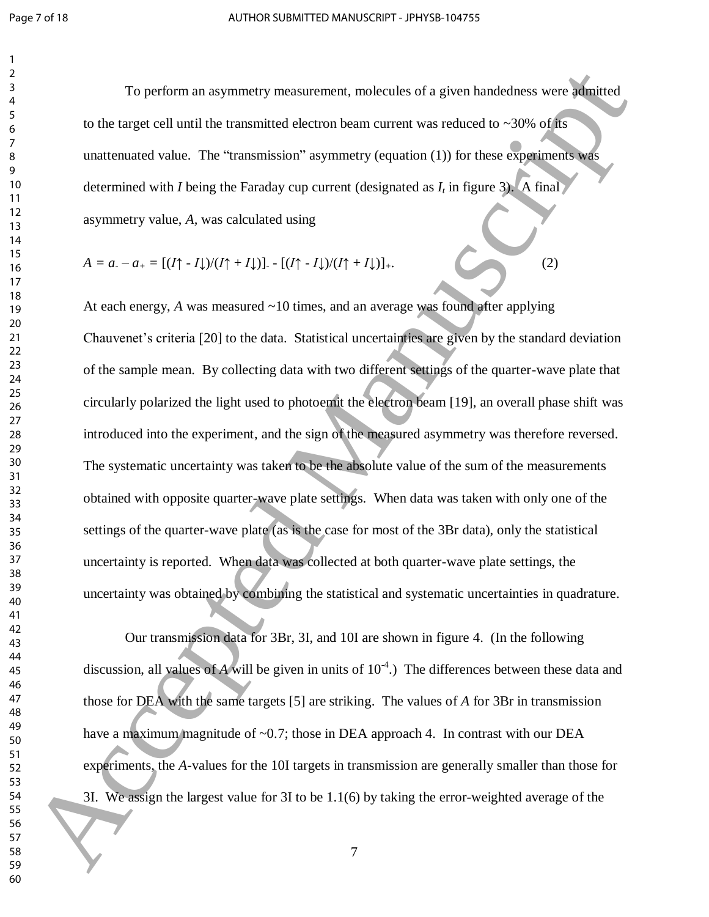To perform an asymmetry measurement, molecules of a given handedness were admitted to the target cell until the transmitted electron beam current was reduced to ~30% of its unattenuated value. The "transmission" asymmetry (equation (1)) for these experiments was determined with *I* being the Faraday cup current (designated as $I_t$ in figure 3). A final asymmetry value, *A*, was calculated using

$$A = a_{-} - a_{+} = [(I\uparrow - I\downarrow)/(I\uparrow + I\downarrow)]_{-} - [(I\uparrow - I\downarrow)/(I\uparrow + I\downarrow)]_{+}. \quad (2)$$

At each energy, *A* was measured ~10 times, and an average was found after applying Chauvenet's criteria [20] to the data. Statistical uncertainties are given by the standard deviation of the sample mean. By collecting data with two different settings of the quarter-wave plate that circularly polarized the light used to photoemit the electron beam [19], an overall phase shift was introduced into the experiment, and the sign of the measured asymmetry was therefore reversed. The systematic uncertainty was taken to be the absolute value of the sum of the measurements obtained with opposite quarter-wave plate settings. When data was taken with only one of the settings of the quarter-wave plate (as is the case for most of the 3Br data), only the statistical uncertainty is reported. When data was collected at both quarter-wave plate settings, the uncertainty was obtained by combining the statistical and systematic uncertainties in quadrature.

Our transmission data for 3Br, 3I, and 10I are shown in figure 4. (In the following discussion, all values of *A* will be given in units of $10^{-4}$.) The differences between these data and those for DEA with the same targets [5] are striking. The values of *A* for 3Br in transmission have a maximum magnitude of ~0.7; those in DEA approach 4. In contrast with our DEA experiments, the *A*-values for the 10I targets in transmission are generally smaller than those for 3I. We assign the largest value for 3I to be 1.1(6) by taking the error-weighted average of the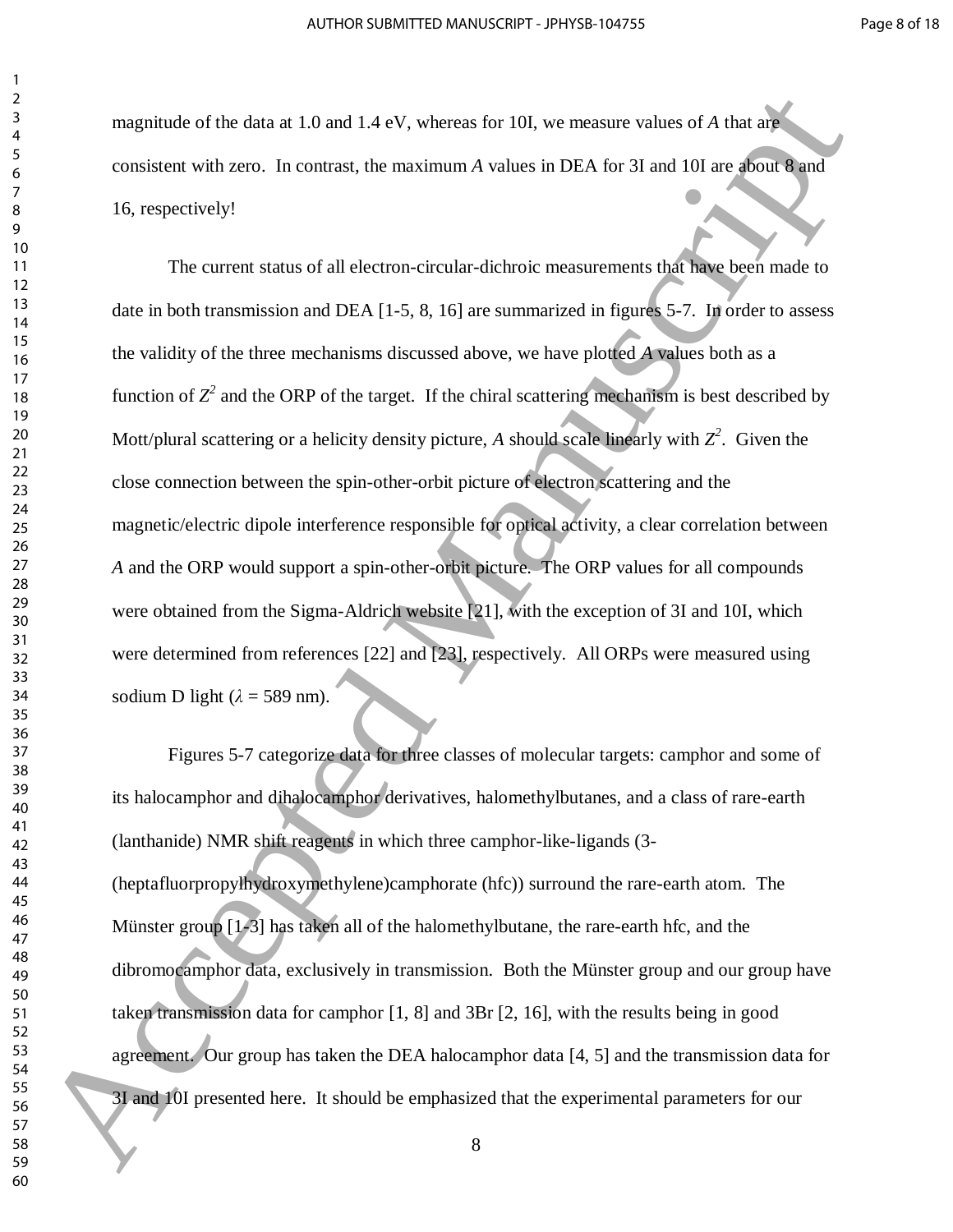magnitude of the data at 1.0 and 1.4 eV, whereas for 10I, we measure values of *A* that are consistent with zero. In contrast, the maximum *A* values in DEA for 3I and 10I are about 8 and 16, respectively!

The current status of all electron-circular-dichroic measurements that have been made to date in both transmission and DEA [1-5, 8, 16] are summarized in figures 5-7. In order to assess the validity of the three mechanisms discussed above, we have plotted *A* values both as a function of $Z^2$ and the ORP of the target. If the chiral scattering mechanism is best described by Mott/plural scattering or a helicity density picture, *A* should scale linearly with $Z^2$. Given the close connection between the spin-other-orbit picture of electron scattering and the magnetic/electric dipole interference responsible for optical activity, a clear correlation between *A* and the ORP would support a spin-other-orbit picture. The ORP values for all compounds were obtained from the Sigma-Aldrich website [21], with the exception of 3I and 10I, which were determined from references [22] and [23], respectively. All ORPs were measured using sodium D light ($\lambda$ = 589 nm).

Figures 5-7 categorize data for three classes of molecular targets: camphor and some of its halocamphor and dihalocamphor derivatives, halomethylbutanes, and a class of rare-earth (lanthanide) NMR shift reagents in which three camphor-like-ligands (3-(heptafluorpropylhydroxymethylene)camphorate (hfc)) surround the rare-earth atom. The Münster group [1-3] has taken all of the halomethylbutane, the rare-earth hfc, and the dibromocamphor data, exclusively in transmission. Both the Münster group and our group have taken transmission data for camphor [1, 8] and 3Br [2, 16], with the results being in good agreement. Our group has taken the DEA halocamphor data [4, 5] and the transmission data for 3I and 10I presented here. It should be emphasized that the experimental parameters for our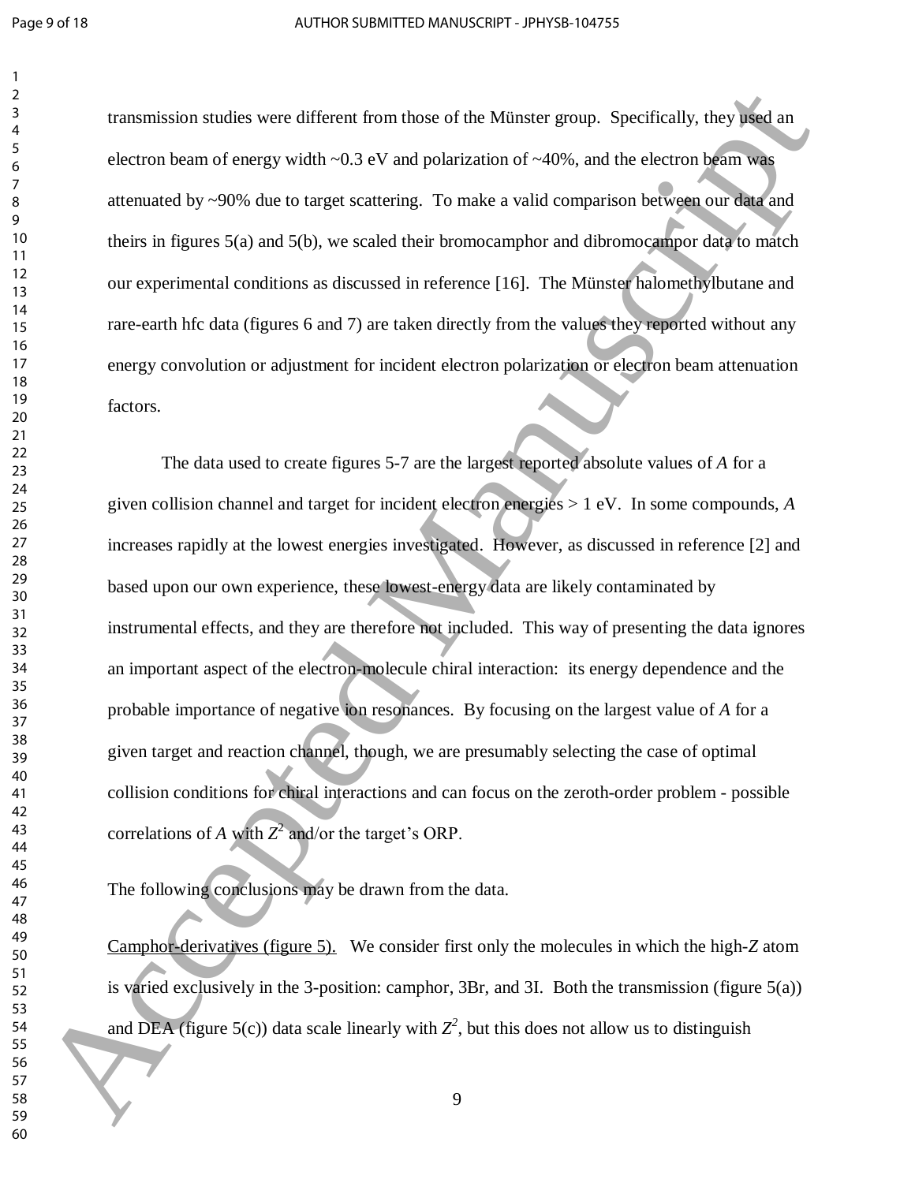transmission studies were different from those of the Münster group. Specifically, they used an electron beam of energy width ~0.3 eV and polarization of ~40%, and the electron beam was attenuated by ~90% due to target scattering. To make a valid comparison between our data and theirs in figures 5(a) and 5(b), we scaled their bromocamphor and dibromocampor data to match our experimental conditions as discussed in reference [16]. The Münster halomethylbutane and rare-earth hfc data (figures 6 and 7) are taken directly from the values they reported without any energy convolution or adjustment for incident electron polarization or electron beam attenuation factors.

The data used to create figures 5-7 are the largest reported absolute values of $A$ for a given collision channel and target for incident electron energies > 1 eV. In some compounds, $A$ increases rapidly at the lowest energies investigated. However, as discussed in reference [2] and based upon our own experience, these lowest-energy data are likely contaminated by instrumental effects, and they are therefore not included. This way of presenting the data ignores an important aspect of the electron-molecule chiral interaction: its energy dependence and the probable importance of negative ion resonances. By focusing on the largest value of $A$ for a given target and reaction channel, though, we are presumably selecting the case of optimal collision conditions for chiral interactions and can focus on the zeroth-order problem - possible correlations of $A$ with $Z^2$ and/or the target's ORP.

The following conclusions may be drawn from the data.

Camphor-derivatives (figure 5). We consider first only the molecules in which the high-$Z$ atom is varied exclusively in the 3-position: camphor, 3Br, and 3I. Both the transmission (figure 5(a)) and DEA (figure 5(c)) data scale linearly with $Z^2$, but this does not allow us to distinguish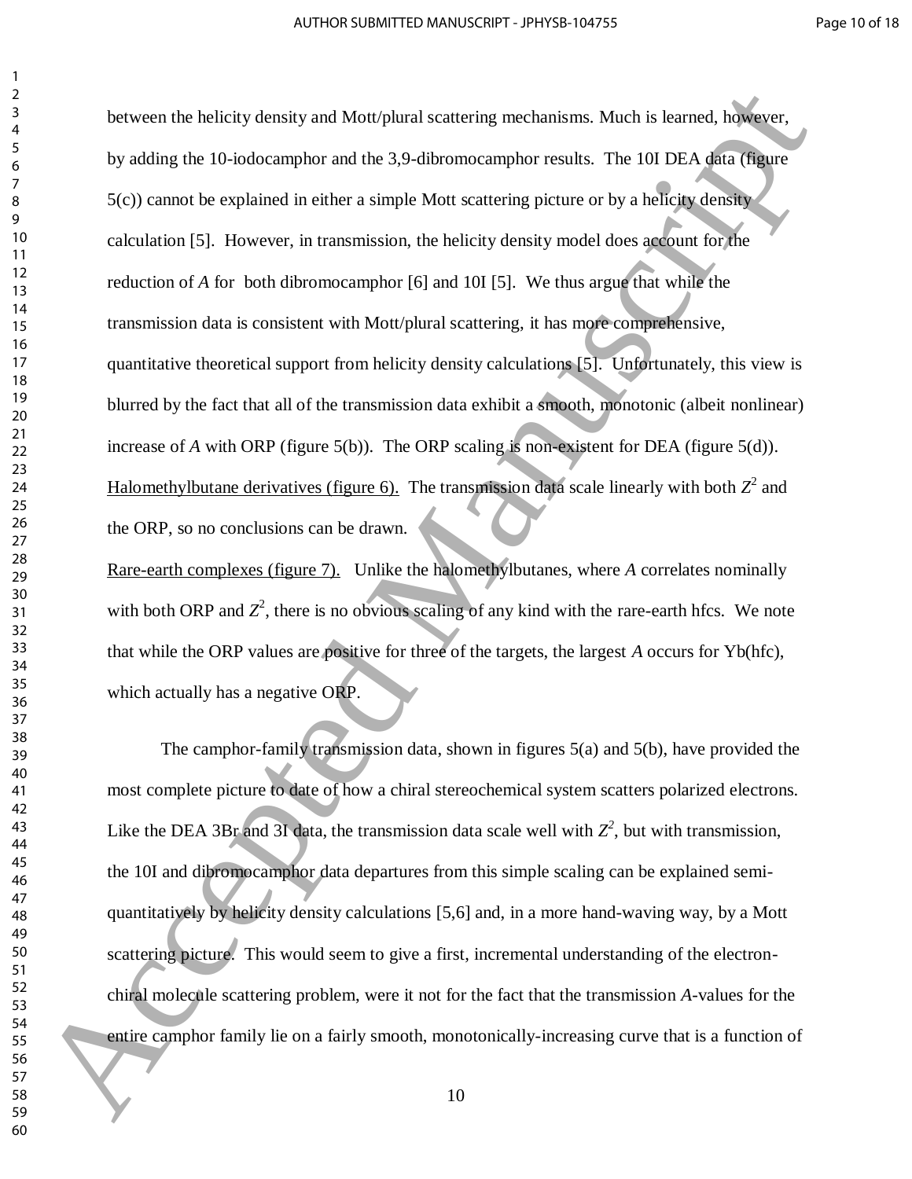between the helicity density and Mott/plural scattering mechanisms. Much is learned, however, by adding the 10-iodocamphor and the 3,9-dibromocamphor results. The 10I DEA data (figure 5(c)) cannot be explained in either a simple Mott scattering picture or by a helicity density calculation [5]. However, in transmission, the helicity density model does account for the reduction of *A* for both dibromocamphor [6] and 10I [5]. We thus argue that while the transmission data is consistent with Mott/plural scattering, it has more comprehensive, quantitative theoretical support from helicity density calculations [5]. Unfortunately, this view is blurred by the fact that all of the transmission data exhibit a smooth, monotonic (albeit nonlinear) increase of *A* with ORP (figure 5(b)). The ORP scaling is non-existent for DEA (figure 5(d)).

<u>Halomethylbutane derivatives (figure 6).</u> The transmission data scale linearly with both $Z^2$ and the ORP, so no conclusions can be drawn.

<u>Rare-earth complexes (figure 7).</u> Unlike the halomethylbutanes, where *A* correlates nominally with both ORP and $Z^2$, there is no obvious scaling of any kind with the rare-earth hfcs. We note that while the ORP values are positive for three of the targets, the largest *A* occurs for Yb(hfc), which actually has a negative ORP.

The camphor-family transmission data, shown in figures 5(a) and 5(b), have provided the most complete picture to date of how a chiral stereochemical system scatters polarized electrons. Like the DEA 3Br and 3I data, the transmission data scale well with $Z^2$, but with transmission, the 10I and dibromocamphor data departures from this simple scaling can be explained semi-quantitatively by helicity density calculations [5,6] and, in a more hand-waving way, by a Mott scattering picture. This would seem to give a first, incremental understanding of the electron-chiral molecule scattering problem, were it not for the fact that the transmission *A*-values for the entire camphor family lie on a fairly smooth, monotonically-increasing curve that is a function of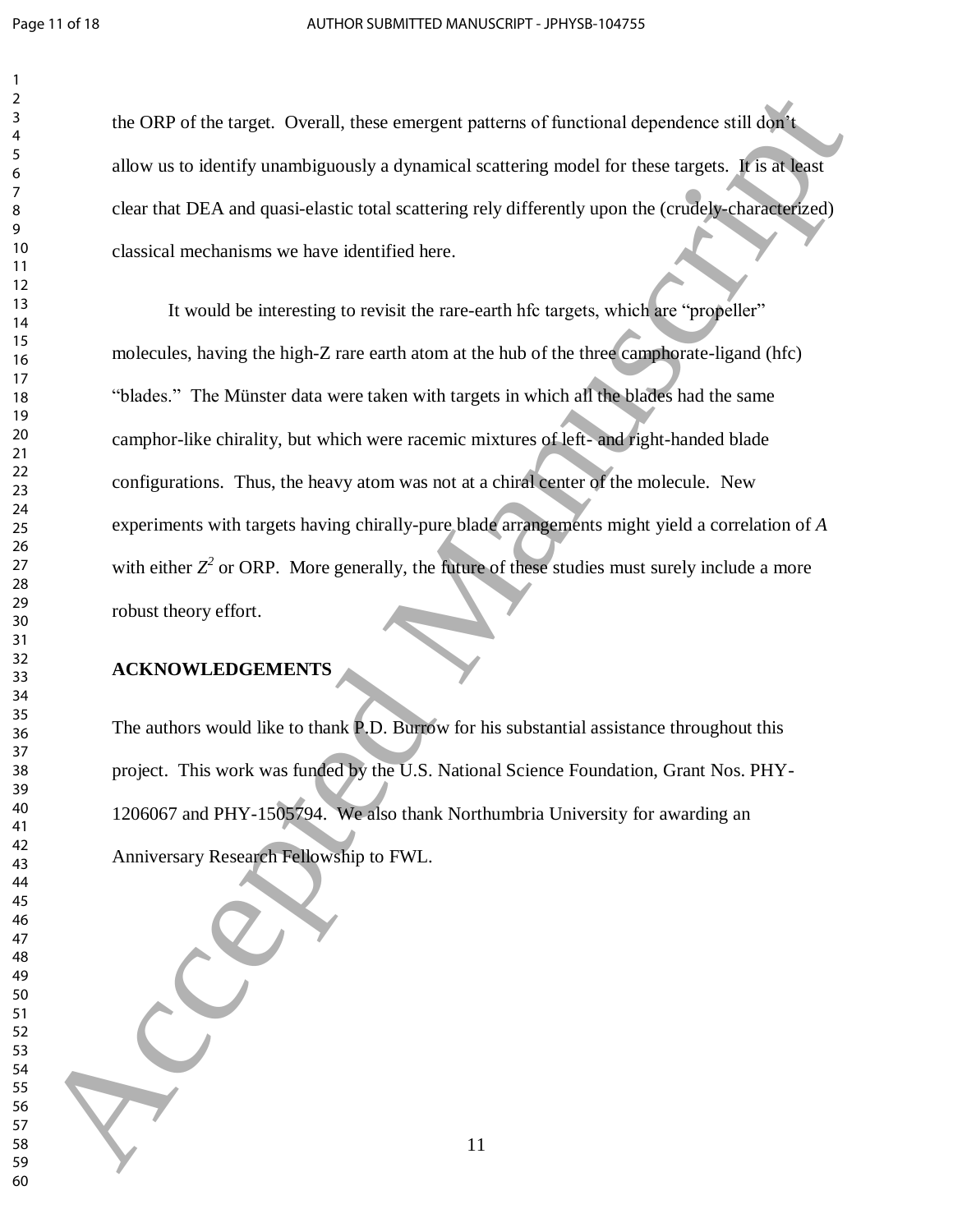the ORP of the target. Overall, these emergent patterns of functional dependence still don't allow us to identify unambiguously a dynamical scattering model for these targets. It is at least clear that DEA and quasi-elastic total scattering rely differently upon the (crudely-characterized) classical mechanisms we have identified here.

It would be interesting to revisit the rare-earth hfc targets, which are "propeller" molecules, having the high-Z rare earth atom at the hub of the three camphorate-ligand (hfc) "blades." The Münster data were taken with targets in which all the blades had the same camphor-like chirality, but which were racemic mixtures of left- and right-handed blade configurations. Thus, the heavy atom was not at a chiral center of the molecule. New experiments with targets having chirally-pure blade arrangements might yield a correlation of $A$ with either $Z^2$ or ORP. More generally, the future of these studies must surely include a more robust theory effort.

## ACKNOWLEDGEMENTS

The authors would like to thank P.D. Burrow for his substantial assistance throughout this project. This work was funded by the U.S. National Science Foundation, Grant Nos. PHY-1206067 and PHY-1505794. We also thank Northumbria University for awarding an Anniversary Research Fellowship to FWL.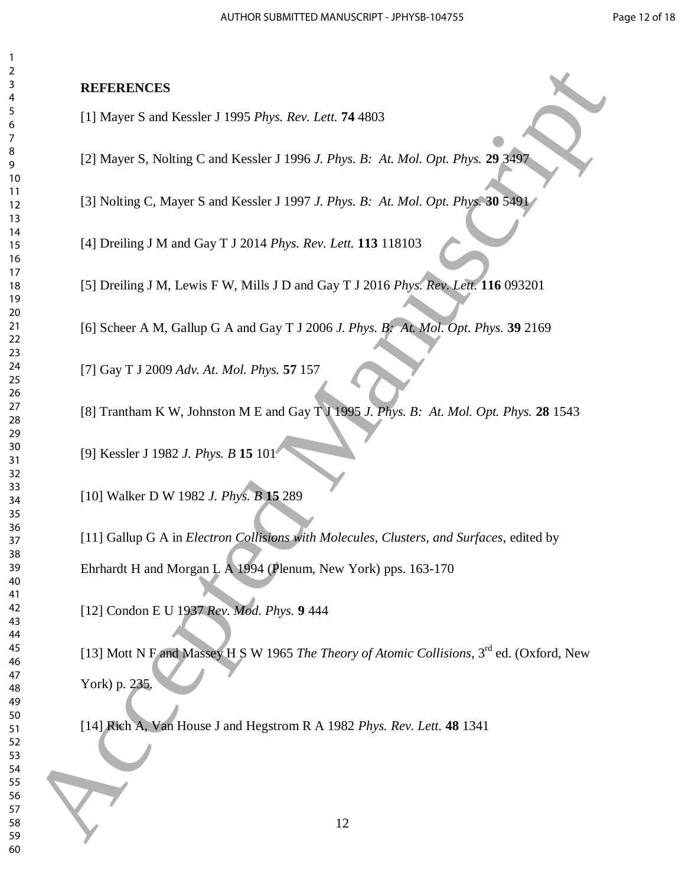**REFERENCES**

[1] Mayer S and Kessler J 1995 *Phys. Rev. Lett.* **74** 4803

[2] Mayer S, Nolting C and Kessler J 1996 *J. Phys. B: At. Mol. Opt. Phys.* **29** 3497

[3] Nolting C, Mayer S and Kessler J 1997 *J. Phys. B: At. Mol. Opt. Phys.* **30** 5491

[4] Dreiling J M and Gay T J 2014 *Phys. Rev. Lett.* **113** 118103

[5] Dreiling J M, Lewis F W, Mills J D and Gay T J 2016 *Phys. Rev. Lett.* **116** 093201

[6] Scheer A M, Gallup G A and Gay T J 2006 *J. Phys. B: At. Mol. Opt. Phys.* **39** 2169

[7] Gay T J 2009 *Adv. At. Mol. Phys.* **57** 157

[8] Trantham K W, Johnston M E and Gay T J 1995 *J. Phys. B: At. Mol. Opt. Phys.* **28** 1543

[9] Kessler J 1982 *J. Phys. B* **15** 101

[10] Walker D W 1982 *J. Phys. B* **15** 289

[11] Gallup G A in *Electron Collisions with Molecules, Clusters, and Surfaces*, edited by Ehrhardt H and Morgan L A 1994 (Plenum, New York) pps. 163-170

[12] Condon E U 1937 *Rev. Mod. Phys.* **9** 444

[13] Mott N F and Massey H S W 1965 *The Theory of Atomic Collisions*, 3rd ed. (Oxford, New York) p. 235.

[14] Rich A, Van House J and Hegstrom R A 1982 *Phys. Rev. Lett.* **48** 1341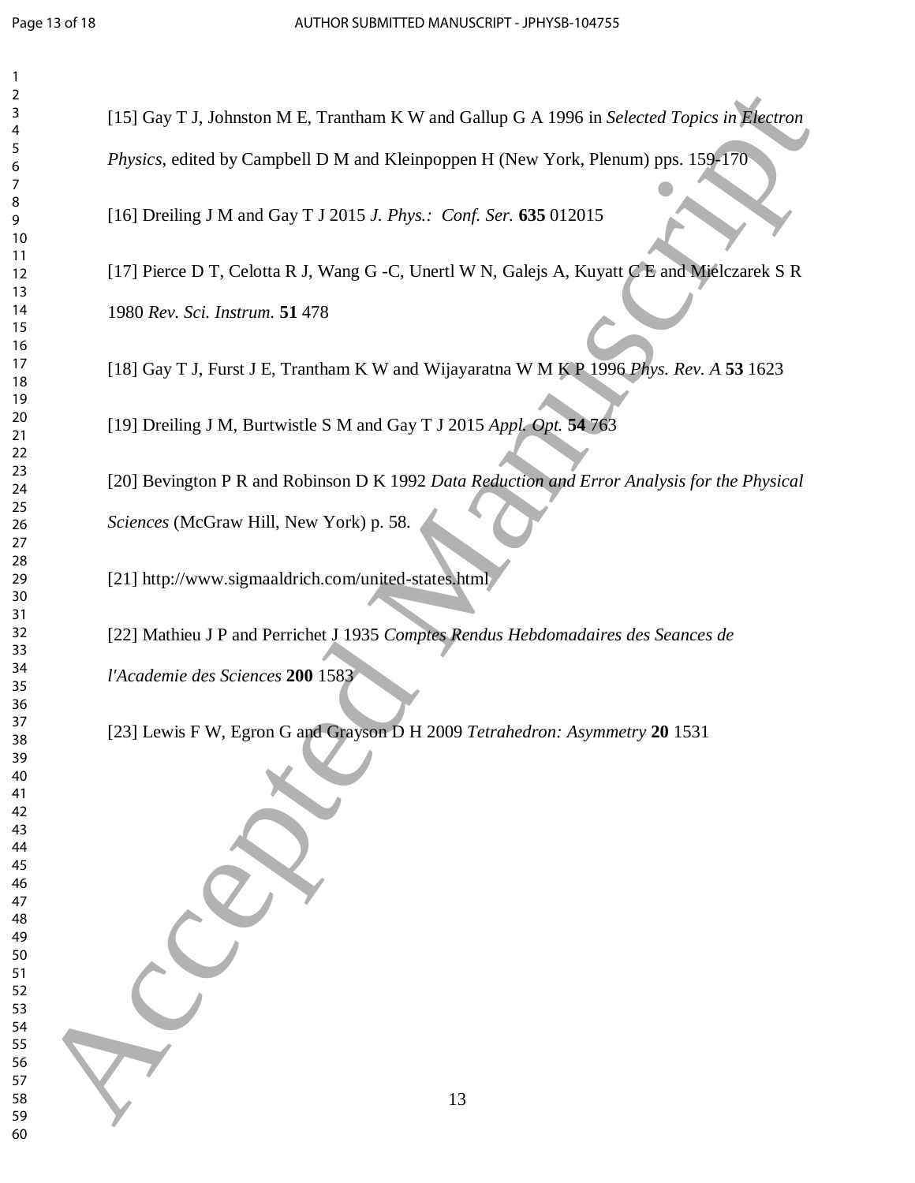[15] Gay T J, Johnston M E, Trantham K W and Gallup G A 1996 in *Selected Topics in Electron Physics*, edited by Campbell D M and Kleinpoppen H (New York, Plenum) pps. 159-170

[16] Dreiling J M and Gay T J 2015 *J. Phys.: Conf. Ser.* **635** 012015

[17] Pierce D T, Celotta R J, Wang G -C, Unertl W N, Galejs A, Kuyatt C E and Mielczarek S R 1980 *Rev. Sci. Instrum.* **51** 478

[18] Gay T J, Furst J E, Trantham K W and Wijayaratna W M K P 1996 *Phys. Rev. A* **53** 1623

[19] Dreiling J M, Burtwistle S M and Gay T J 2015 *Appl. Opt.* **54** 763

[20] Bevington P R and Robinson D K 1992 *Data Reduction and Error Analysis for the Physical Sciences* (McGraw Hill, New York) p. 58.

[21] http://www.sigmaaldrich.com/united-states.html

[22] Mathieu J P and Perrichet J 1935 *Comptes Rendus Hebdomadaires des Seances de l'Academie des Sciences* **200** 1583

[23] Lewis F W, Egron G and Grayson D H 2009 *Tetrahedron: Asymmetry* **20** 1531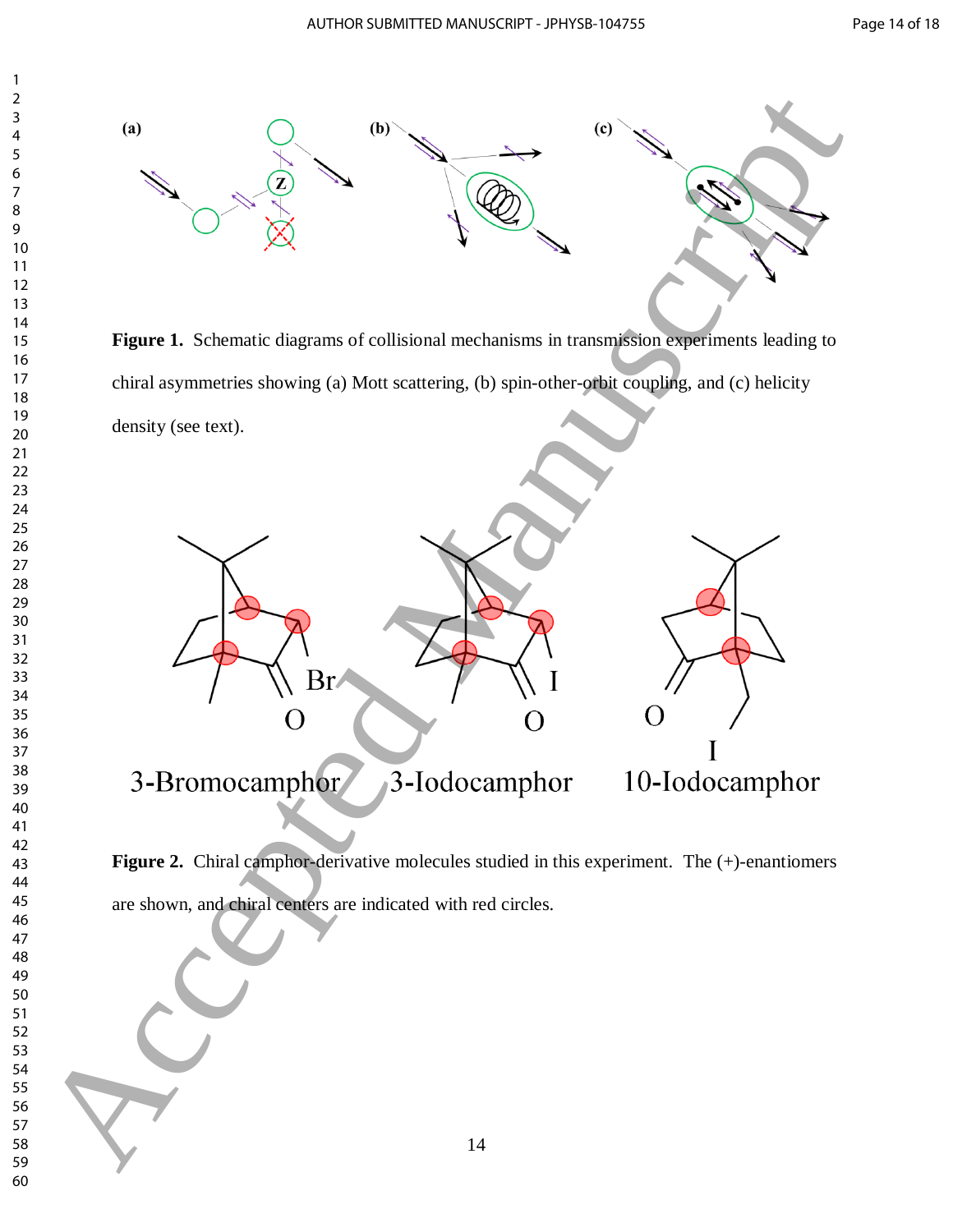**Figure 1.** Schematic diagrams of collisional mechanisms in transmission experiments leading to chiral asymmetries showing (a) Mott scattering, (b) spin-other-orbit coupling, and (c) helicity density (see text).

**Figure 2.** Chiral camphor-derivative molecules studied in this experiment. The (+)-enantiomers are shown, and chiral centers are indicated with red circles.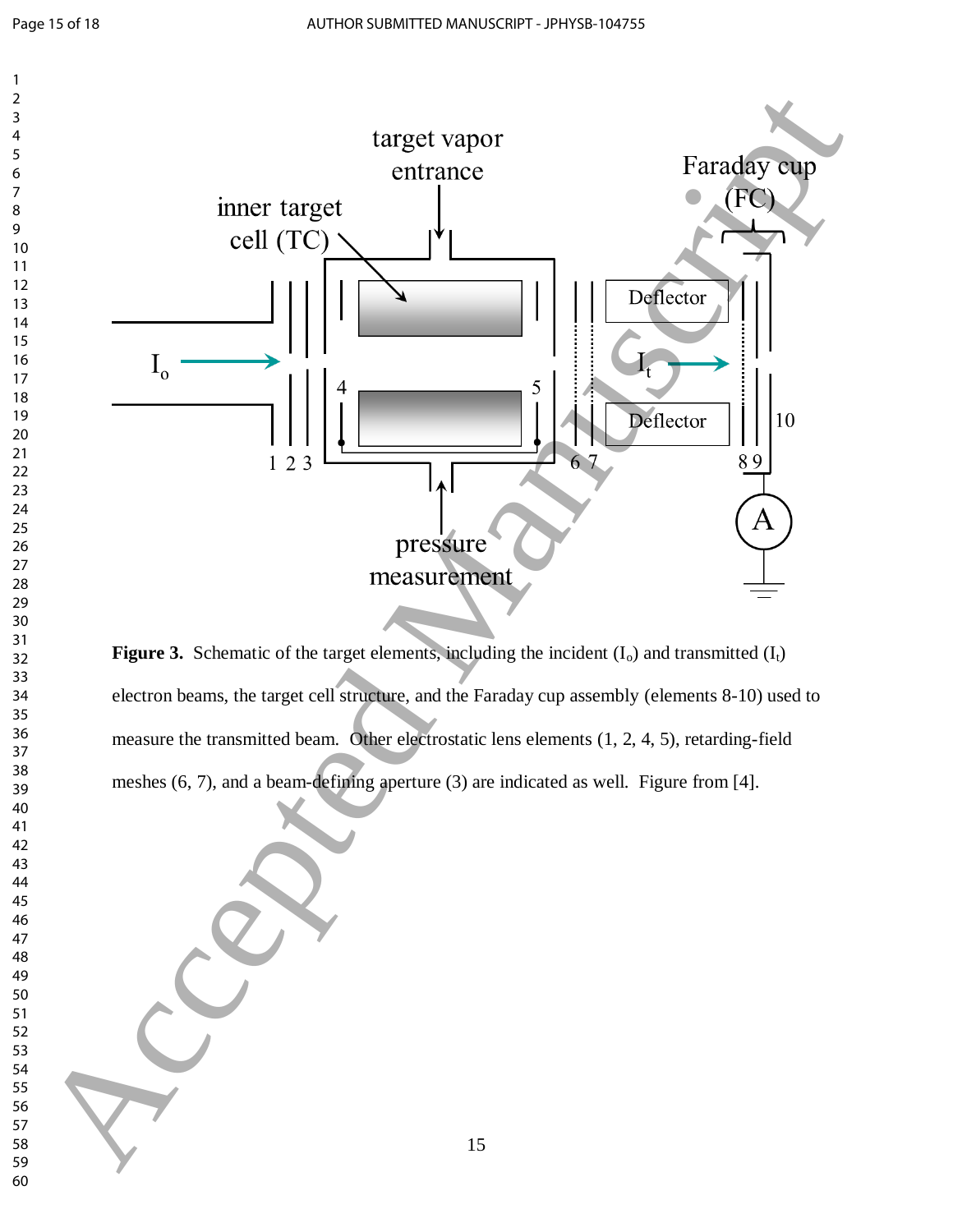**Figure 3.** Schematic of the target elements, including the incident ($I_o$) and transmitted ($I_t$) electron beams, the target cell structure, and the Faraday cup assembly (elements 8-10) used to measure the transmitted beam. Other electrostatic lens elements (1, 2, 4, 5), retarding-field meshes (6, 7), and a beam-defining aperture (3) are indicated as well. Figure from [4].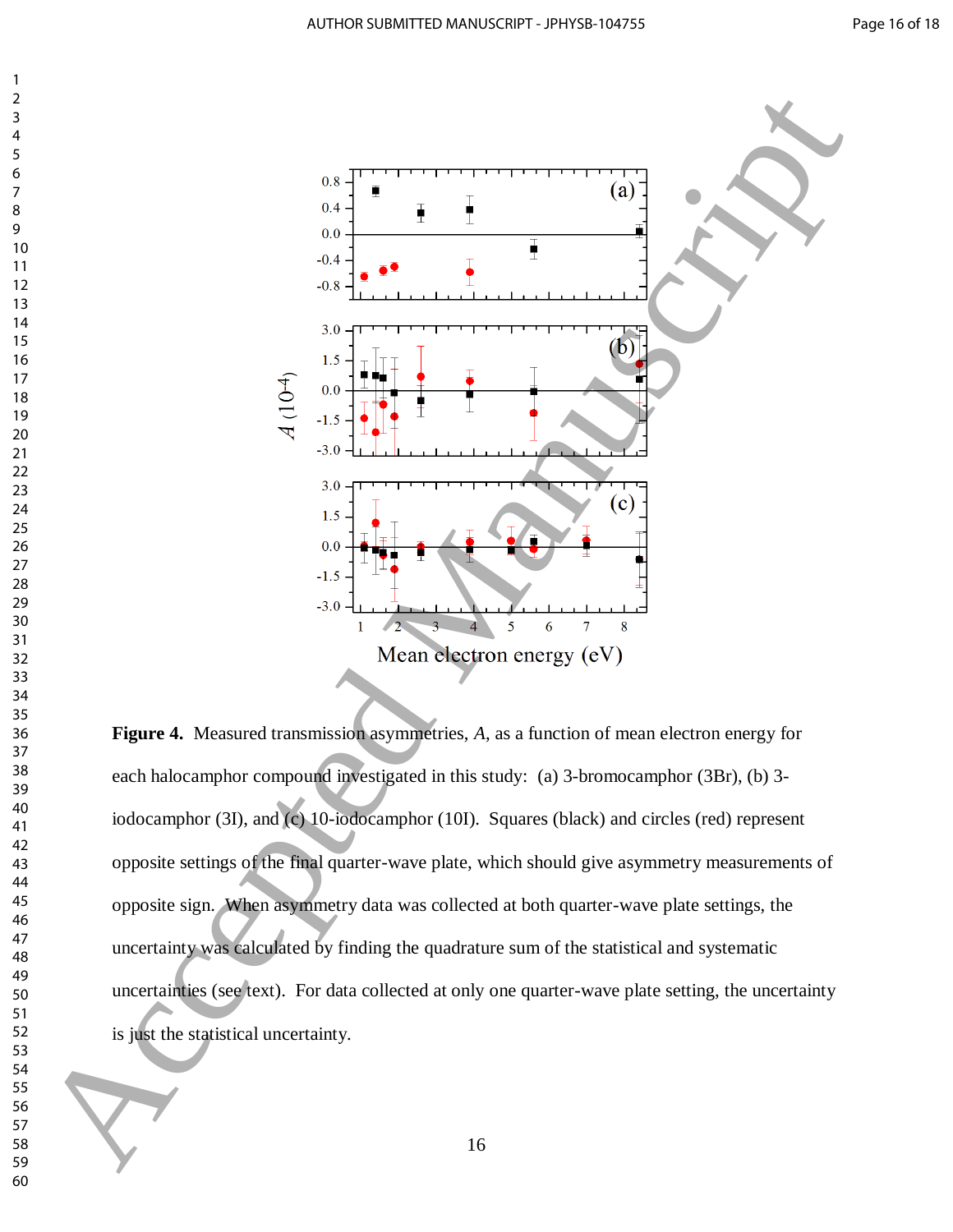**Figure 4.** Measured transmission asymmetries, $A$, as a function of mean electron energy for each halocamphor compound investigated in this study: (a) 3-bromocamphor (3Br), (b) 3-iodocamphor (3I), and (c) 10-iodocamphor (10I). Squares (black) and circles (red) represent opposite settings of the final quarter-wave plate, which should give asymmetry measurements of opposite sign. When asymmetry data was collected at both quarter-wave plate settings, the uncertainty was calculated by finding the quadrature sum of the statistical and systematic uncertainties (see text). For data collected at only one quarter-wave plate setting, the uncertainty is just the statistical uncertainty.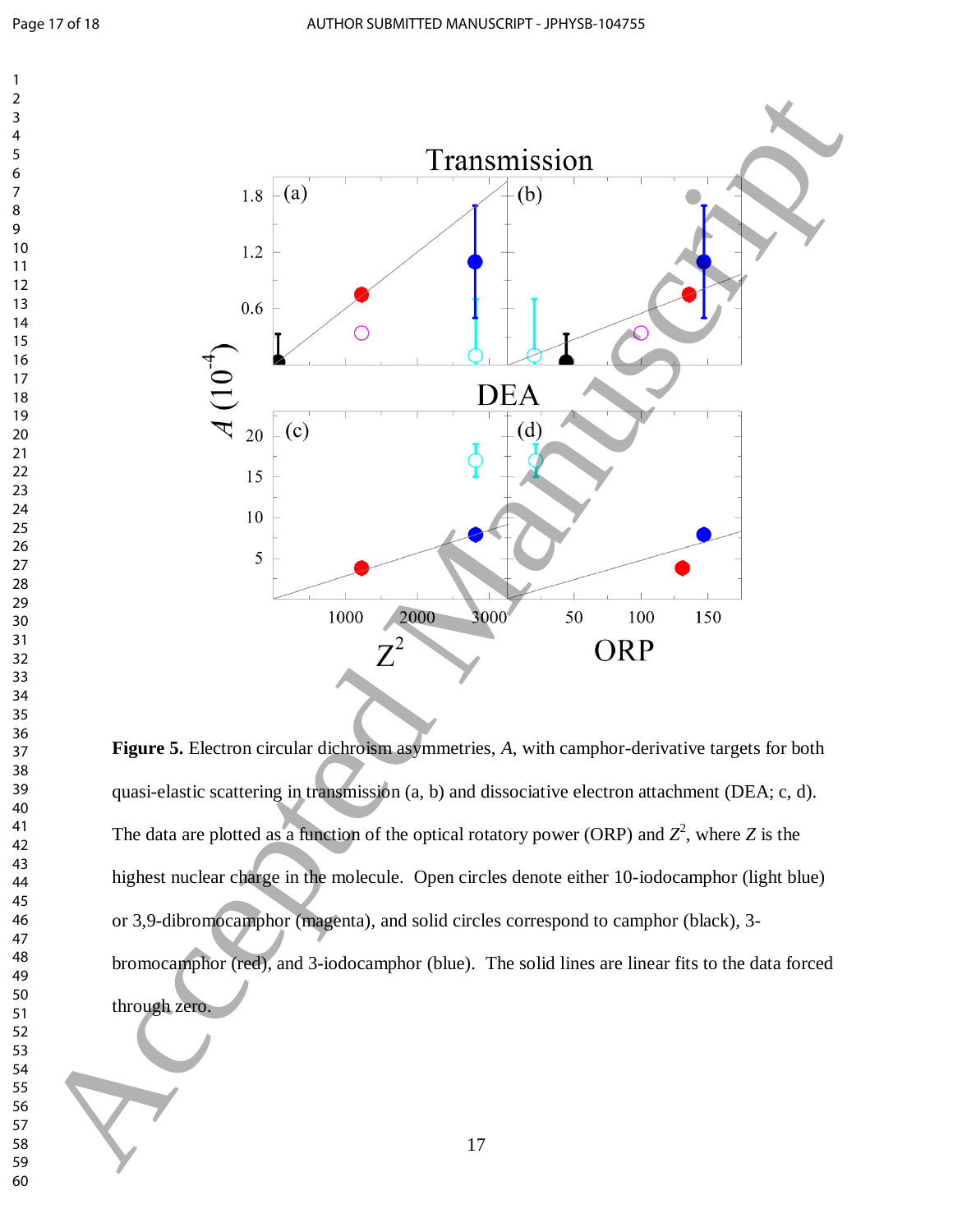**Figure 5.** Electron circular dichroism asymmetries, $A$, with camphor-derivative targets for both quasi-elastic scattering in transmission (a, b) and dissociative electron attachment (DEA; c, d). The data are plotted as a function of the optical rotatory power (ORP) and $Z^2$, where $Z$ is the highest nuclear charge in the molecule. Open circles denote either 10-iodocamphor (light blue) or 3,9-dibromocamphor (magenta), and solid circles correspond to camphor (black), 3-bromocamphor (red), and 3-iodocamphor (blue). The solid lines are linear fits to the data forced through zero.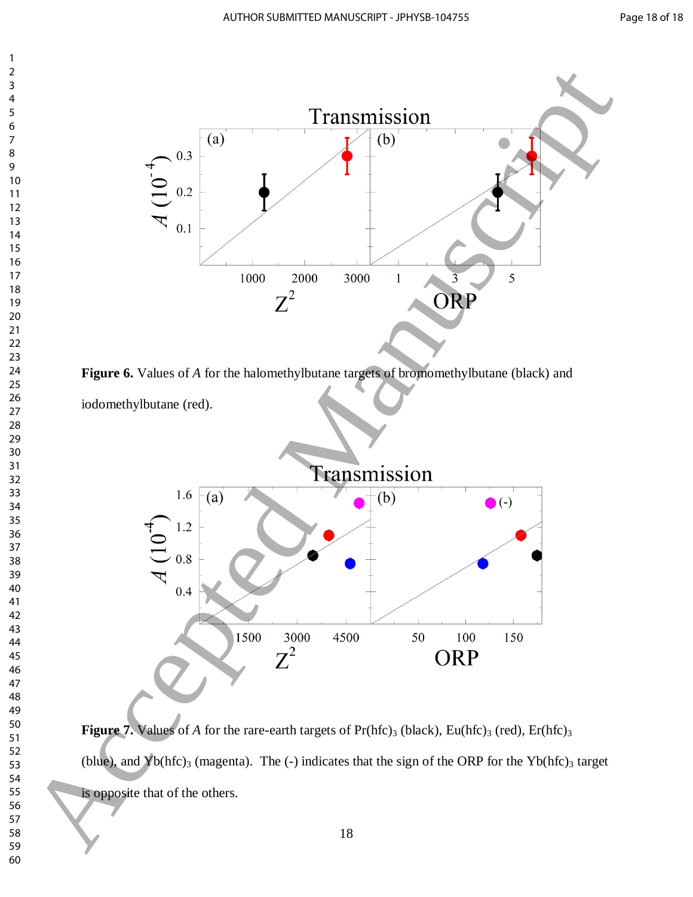Transmission

(a)

(b)

$A$ ($10^{-4}$)

0.3

0.2

0.1

1000 2000 3000

$Z^2$

1 3 5

ORP

**Figure 6.** Values of $A$ for the halomethylbutane targets of bromomethylbutane (black) and iodomethylbutane (red).

Transmission

(a)

(b)

(-)

$A$ ($10^{-4}$)

1.6

1.2

0.8

0.4

1500 3000 4500

$Z^2$

50 100 150

ORP

**Figure 7.** Values of $A$ for the rare-earth targets of $Pr(hfc)_3$ (black), $Eu(hfc)_3$ (red), $Er(hfc)_3$ (blue), and $Yb(hfc)_3$ (magenta). The (-) indicates that the sign of the ORP for the $Yb(hfc)_3$ target is opposite that of the others.